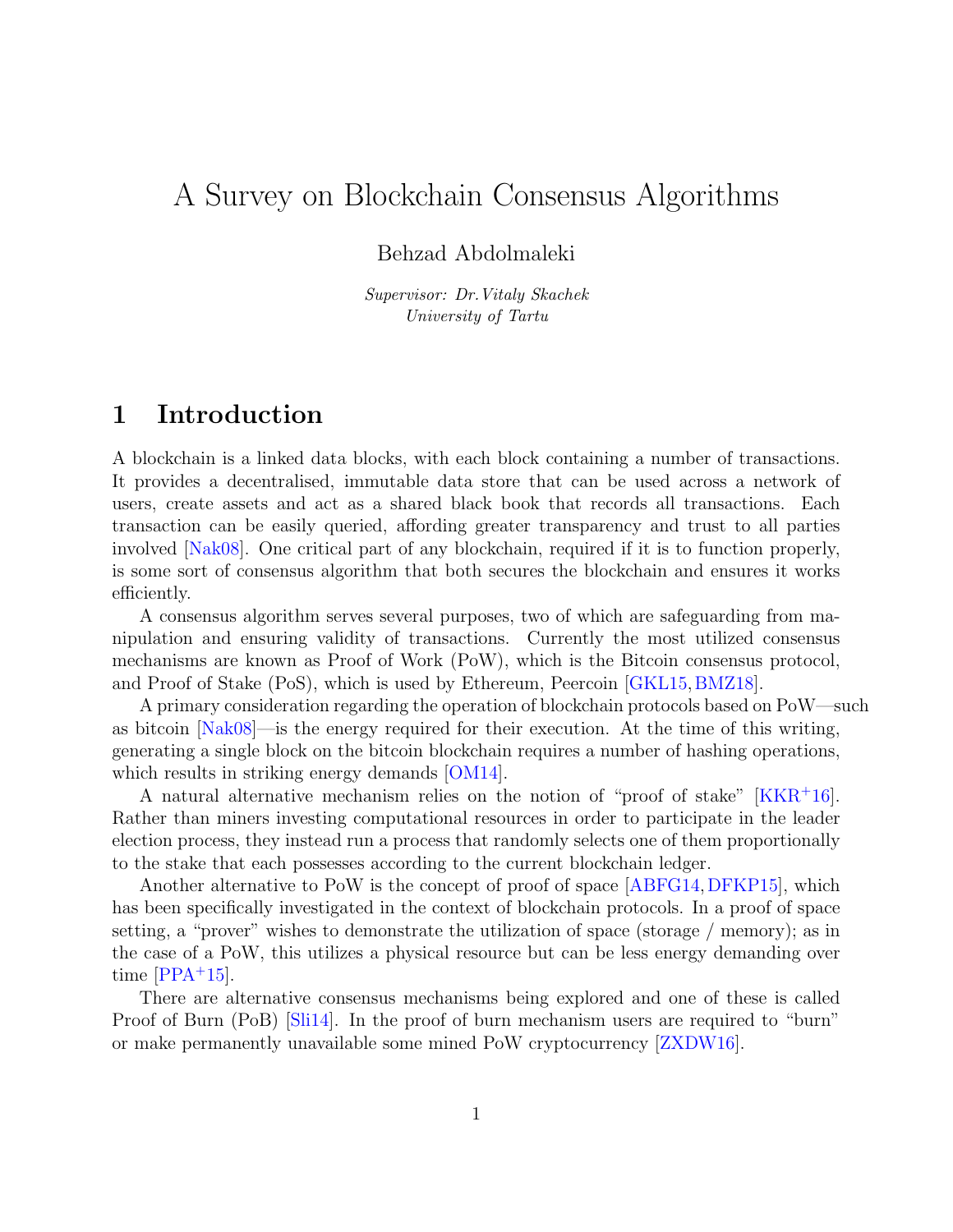# A Survey on Blockchain Consensus Algorithms

Behzad Abdolmaleki

*Supervisor: Dr. Vitaly Skachek*
*University of Tartu*

## 1 Introduction

A blockchain is a linked data blocks, with each block containing a number of transactions. It provides a decentralised, immutable data store that can be used across a network of users, create assets and act as a shared black book that records all transactions. Each transaction can be easily queried, affording greater transparency and trust to all parties involved [Nak08]. One critical part of any blockchain, required if it is to function properly, is some sort of consensus algorithm that both secures the blockchain and ensures it works efficiently.

A consensus algorithm serves several purposes, two of which are safeguarding from manipulation and ensuring validity of transactions. Currently the most utilized consensus mechanisms are known as Proof of Work (PoW), which is the Bitcoin consensus protocol, and Proof of Stake (PoS), which is used by Ethereum, Peercoin [GKL15, BMZ18].

A primary consideration regarding the operation of blockchain protocols based on PoW—such as bitcoin [Nak08]—is the energy required for their execution. At the time of this writing, generating a single block on the bitcoin blockchain requires a number of hashing operations, which results in striking energy demands [OM14].

A natural alternative mechanism relies on the notion of "proof of stake" [KKR+16]. Rather than miners investing computational resources in order to participate in the leader election process, they instead run a process that randomly selects one of them proportionally to the stake that each possesses according to the current blockchain ledger.

Another alternative to PoW is the concept of proof of space [ABFG14, DFKP15], which has been specifically investigated in the context of blockchain protocols. In a proof of space setting, a "prover" wishes to demonstrate the utilization of space (storage / memory); as in the case of a PoW, this utilizes a physical resource but can be less energy demanding over time [PPA+15].

There are alternative consensus mechanisms being explored and one of these is called Proof of Burn (PoB) [Sli14]. In the proof of burn mechanism users are required to "burn" or make permanently unavailable some mined PoW cryptocurrency [ZXDW16].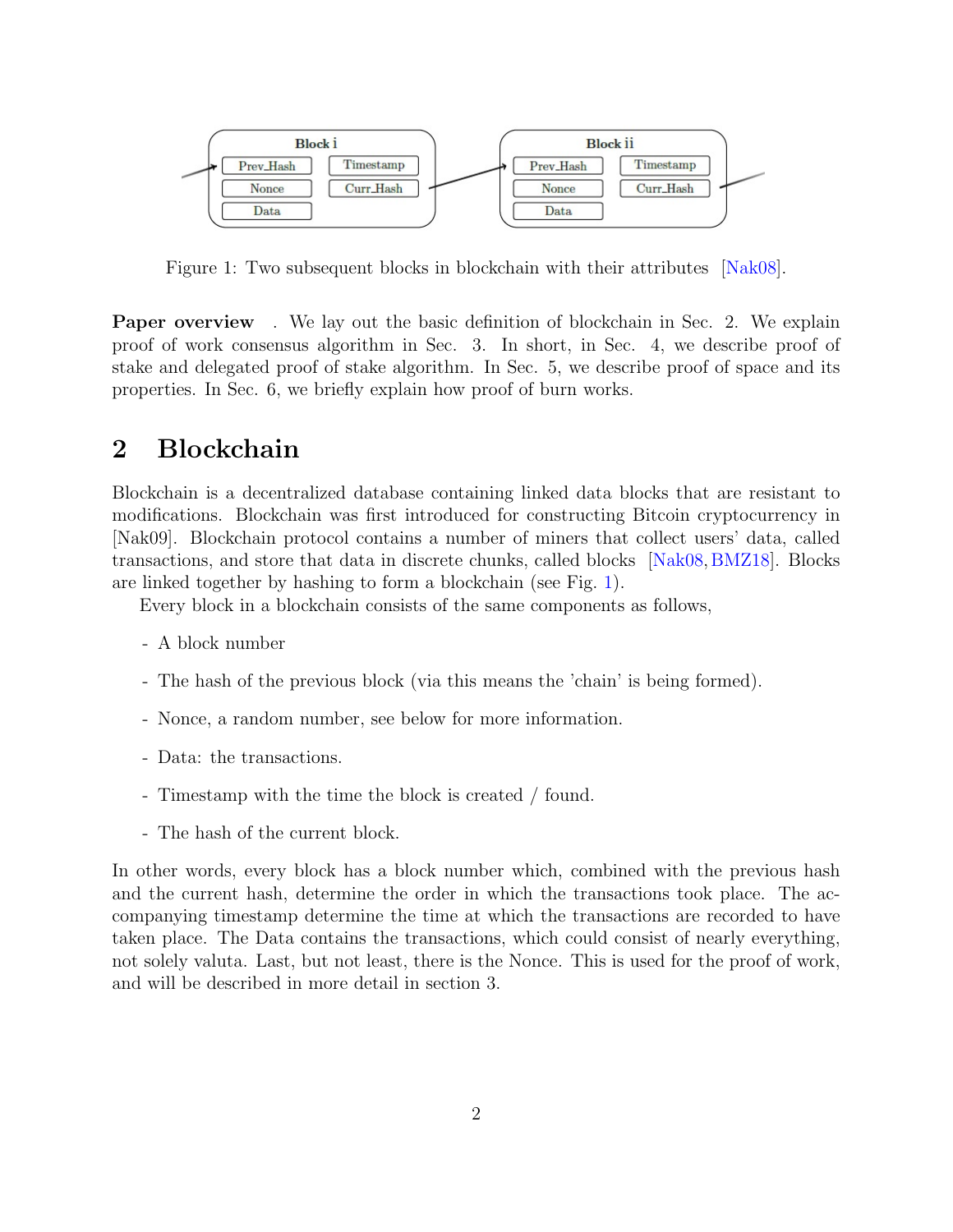Figure 1: Two subsequent blocks in blockchain with their attributes [Nak08].

**Paper overview** . We lay out the basic definition of blockchain in Sec. 2. We explain proof of work consensus algorithm in Sec. 3. In short, in Sec. 4, we describe proof of stake and delegated proof of stake algorithm. In Sec. 5, we describe proof of space and its properties. In Sec. 6, we briefly explain how proof of burn works.

## 2 Blockchain

Blockchain is a decentralized database containing linked data blocks that are resistant to modifications. Blockchain was first introduced for constructing Bitcoin cryptocurrency in [Nak09]. Blockchain protocol contains a number of miners that collect users' data, called transactions, and store that data in discrete chunks, called blocks [Nak08, BMZ18]. Blocks are linked together by hashing to form a blockchain (see Fig. 1).

Every block in a blockchain consists of the same components as follows,

- A block number
- The hash of the previous block (via this means the 'chain' is being formed).
- Nonce, a random number, see below for more information.
- Data: the transactions.
- Timestamp with the time the block is created / found.
- The hash of the current block.

In other words, every block has a block number which, combined with the previous hash and the current hash, determine the order in which the transactions took place. The accompanying timestamp determine the time at which the transactions are recorded to have taken place. The Data contains the transactions, which could consist of nearly everything, not solely valuta. Last, but not least, there is the Nonce. This is used for the proof of work, and will be described in more detail in section 3.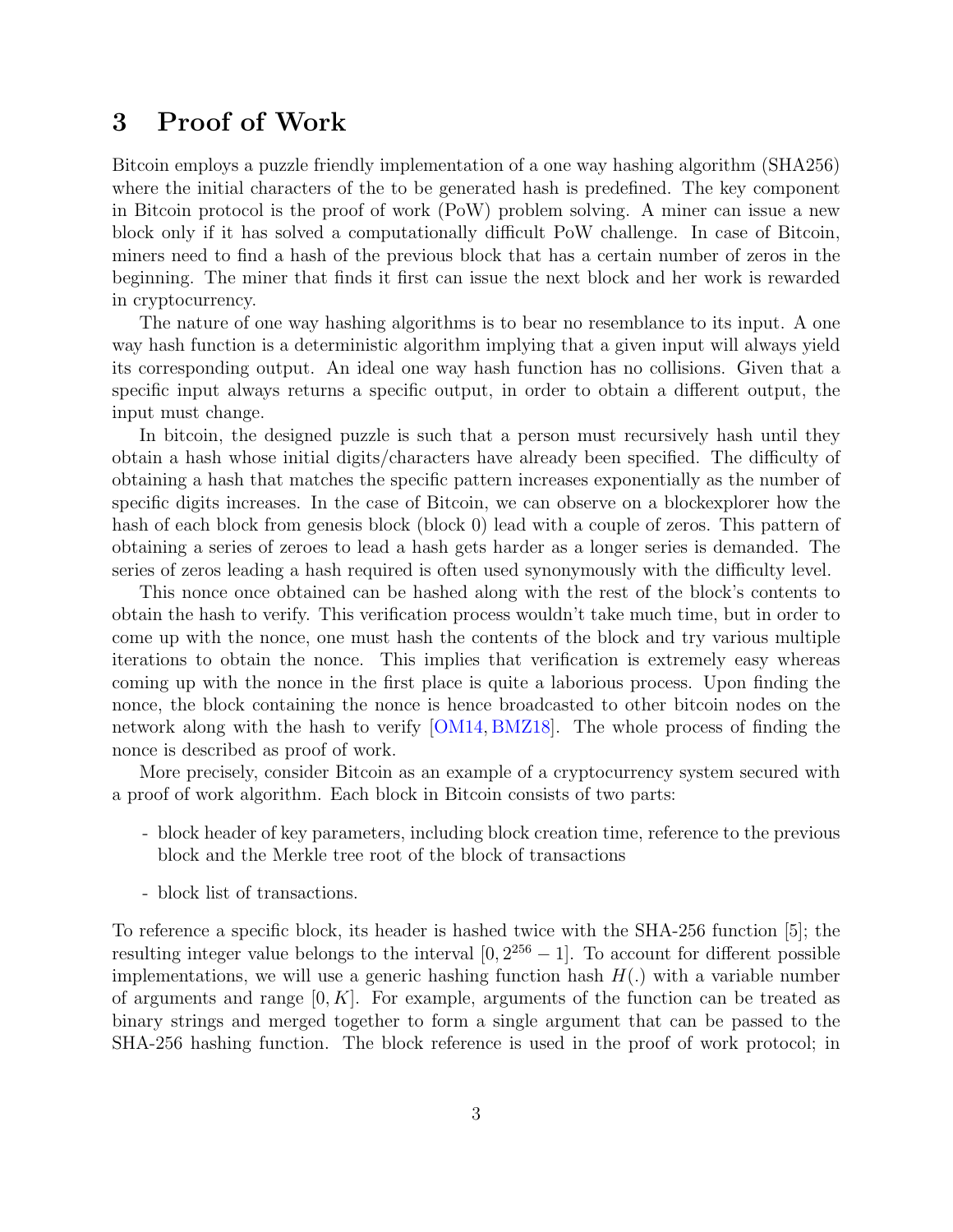## 3 Proof of Work

Bitcoin employs a puzzle friendly implementation of a one way hashing algorithm (SHA256) where the initial characters of the to be generated hash is predefined. The key component in Bitcoin protocol is the proof of work (PoW) problem solving. A miner can issue a new block only if it has solved a computationally difficult PoW challenge. In case of Bitcoin, miners need to find a hash of the previous block that has a certain number of zeros in the beginning. The miner that finds it first can issue the next block and her work is rewarded in cryptocurrency.

The nature of one way hashing algorithms is to bear no resemblance to its input. A one way hash function is a deterministic algorithm implying that a given input will always yield its corresponding output. An ideal one way hash function has no collisions. Given that a specific input always returns a specific output, in order to obtain a different output, the input must change.

In bitcoin, the designed puzzle is such that a person must recursively hash until they obtain a hash whose initial digits/characters have already been specified. The difficulty of obtaining a hash that matches the specific pattern increases exponentially as the number of specific digits increases. In the case of Bitcoin, we can observe on a blockexplorer how the hash of each block from genesis block (block 0) lead with a couple of zeros. This pattern of obtaining a series of zeroes to lead a hash gets harder as a longer series is demanded. The series of zeros leading a hash required is often used synonymously with the difficulty level.

This nonce once obtained can be hashed along with the rest of the block's contents to obtain the hash to verify. This verification process wouldn't take much time, but in order to come up with the nonce, one must hash the contents of the block and try various multiple iterations to obtain the nonce. This implies that verification is extremely easy whereas coming up with the nonce in the first place is quite a laborious process. Upon finding the nonce, the block containing the nonce is hence broadcasted to other bitcoin nodes on the network along with the hash to verify [OM14, BMZ18]. The whole process of finding the nonce is described as proof of work.

More precisely, consider Bitcoin as an example of a cryptocurrency system secured with a proof of work algorithm. Each block in Bitcoin consists of two parts:

- block header of key parameters, including block creation time, reference to the previous block and the Merkle tree root of the block of transactions
- block list of transactions.

To reference a specific block, its header is hashed twice with the SHA-256 function [5]; the resulting integer value belongs to the interval $[0, 2^{256} - 1]$. To account for different possible implementations, we will use a generic hashing function hash $H(.)$ with a variable number of arguments and range $[0, K]$. For example, arguments of the function can be treated as binary strings and merged together to form a single argument that can be passed to the SHA-256 hashing function. The block reference is used in the proof of work protocol; in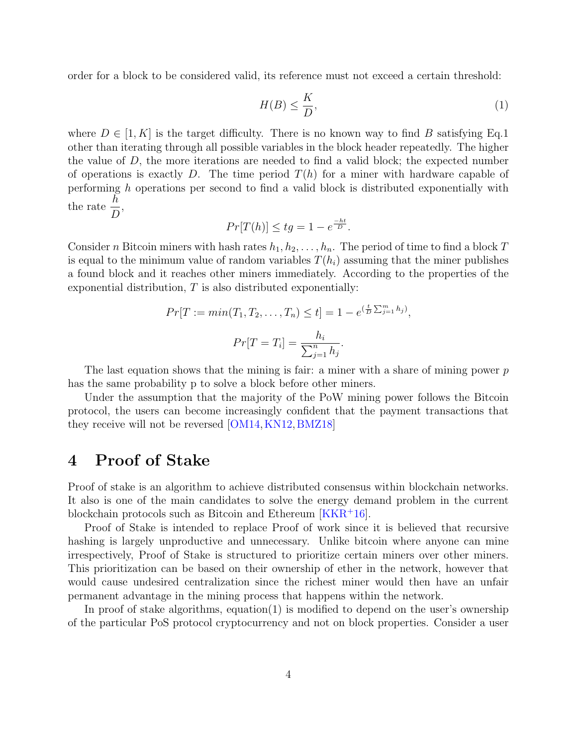order for a block to be considered valid, its reference must not exceed a certain threshold:

$$H(B) \leq \frac{K}{D}, \tag{1}$$

where $D \in [1, K]$ is the target difficulty. There is no known way to find $B$ satisfying Eq.1 other than iterating through all possible variables in the block header repeatedly. The higher the value of $D$, the more iterations are needed to find a valid block; the expected number of operations is exactly $D$. The time period $T(h)$ for a miner with hardware capable of performing $h$ operations per second to find a valid block is distributed exponentially with the rate $\frac{h}{D}$,

$$Pr[T(h)] \leq tg = 1 - e^{\frac{-ht}{D}}.$$

Consider $n$ Bitcoin miners with hash rates $h_1, h_2, \ldots, h_n$. The period of time to find a block $T$ is equal to the minimum value of random variables $T(h_i)$ assuming that the miner publishes a found block and it reaches other miners immediately. According to the properties of the exponential distribution, $T$ is also distributed exponentially:

$$Pr[T := min(T_1, T_2, \ldots, T_n) \leq t] = 1 - e^{(\frac{t}{D} \sum_{j=1}^{m} h_j)},$$

$$Pr[T = T_i] = \frac{h_i}{\sum_{j=1}^{n} h_j}.$$

The last equation shows that the mining is fair: a miner with a share of mining power $p$ has the same probability p to solve a block before other miners.

Under the assumption that the majority of the PoW mining power follows the Bitcoin protocol, the users can become increasingly confident that the payment transactions that they receive will not be reversed [OM14, KN12, BMZ18]

# 4 Proof of Stake

Proof of stake is an algorithm to achieve distributed consensus within blockchain networks. It also is one of the main candidates to solve the energy demand problem in the current blockchain protocols such as Bitcoin and Ethereum [KKR+16].

Proof of Stake is intended to replace Proof of work since it is believed that recursive hashing is largely unproductive and unnecessary. Unlike bitcoin where anyone can mine irrespectively, Proof of Stake is structured to prioritize certain miners over other miners. This prioritization can be based on their ownership of ether in the network, however that would cause undesired centralization since the richest miner would then have an unfair permanent advantage in the mining process that happens within the network.

In proof of stake algorithms, equation(1) is modified to depend on the user's ownership of the particular PoS protocol cryptocurrency and not on block properties. Consider a user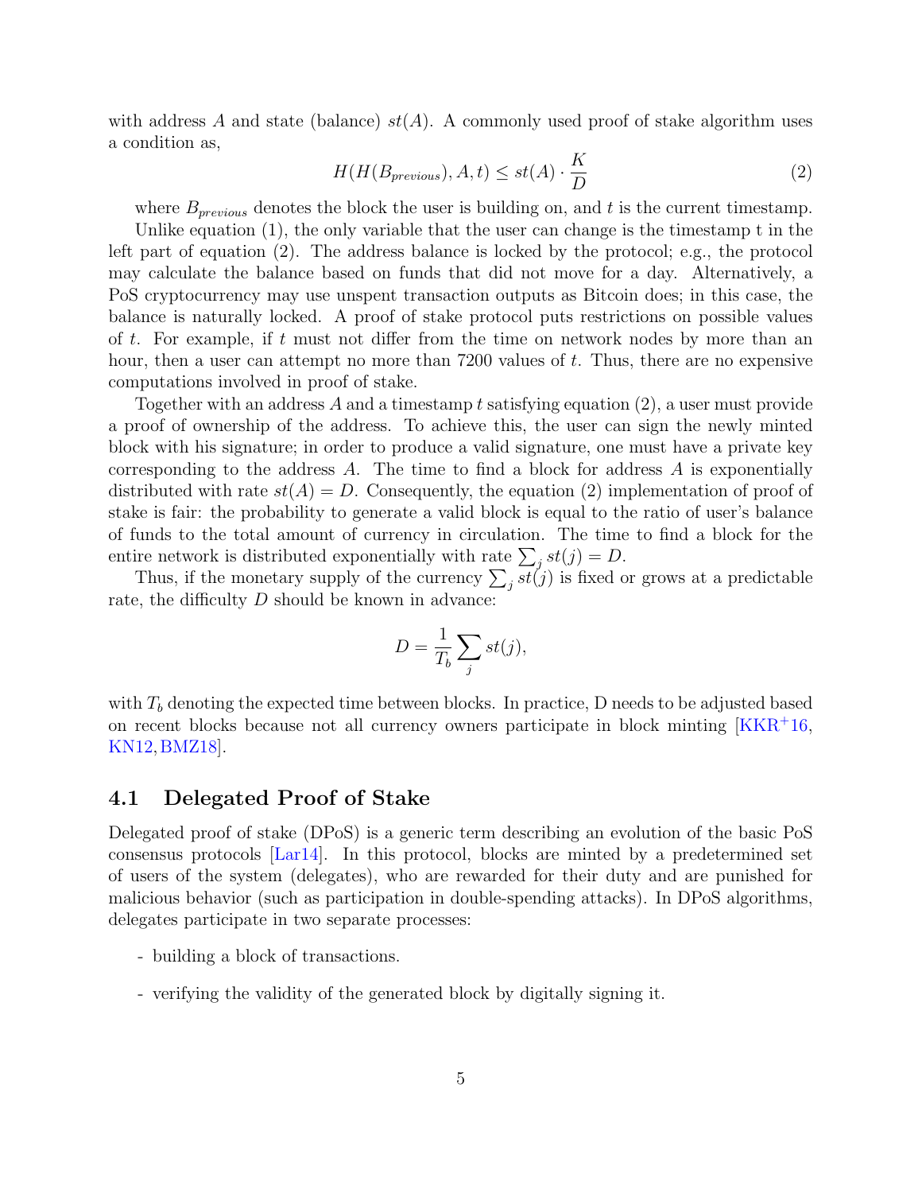with address $A$ and state (balance) $st(A)$. A commonly used proof of stake algorithm uses a condition as,

$$H(H(B_{previous}), A, t) \leq st(A) \cdot \frac{K}{D} \tag{2}$$

where $B_{previous}$ denotes the block the user is building on, and $t$ is the current timestamp.

Unlike equation (1), the only variable that the user can change is the timestamp t in the left part of equation (2). The address balance is locked by the protocol; e.g., the protocol may calculate the balance based on funds that did not move for a day. Alternatively, a PoS cryptocurrency may use unspent transaction outputs as Bitcoin does; in this case, the balance is naturally locked. A proof of stake protocol puts restrictions on possible values of $t$. For example, if $t$ must not differ from the time on network nodes by more than an hour, then a user can attempt no more than 7200 values of $t$. Thus, there are no expensive computations involved in proof of stake.

Together with an address $A$ and a timestamp $t$ satisfying equation (2), a user must provide a proof of ownership of the address. To achieve this, the user can sign the newly minted block with his signature; in order to produce a valid signature, one must have a private key corresponding to the address $A$. The time to find a block for address $A$ is exponentially distributed with rate $st(A) = D$. Consequently, the equation (2) implementation of proof of stake is fair: the probability to generate a valid block is equal to the ratio of user's balance of funds to the total amount of currency in circulation. The time to find a block for the entire network is distributed exponentially with rate $\sum_j st(j) = D$.

Thus, if the monetary supply of the currency $\sum_j st(j)$ is fixed or grows at a predictable rate, the difficulty $D$ should be known in advance:

$$D = \frac{1}{T_b} \sum_j st(j),$$

with $T_b$ denoting the expected time between blocks. In practice, D needs to be adjusted based on recent blocks because not all currency owners participate in block minting [KKR+16, KN12, BMZ18].

### 4.1 Delegated Proof of Stake

Delegated proof of stake (DPoS) is a generic term describing an evolution of the basic PoS consensus protocols [Lar14]. In this protocol, blocks are minted by a predetermined set of users of the system (delegates), who are rewarded for their duty and are punished for malicious behavior (such as participation in double-spending attacks). In DPoS algorithms, delegates participate in two separate processes:

- building a block of transactions.
- verifying the validity of the generated block by digitally signing it.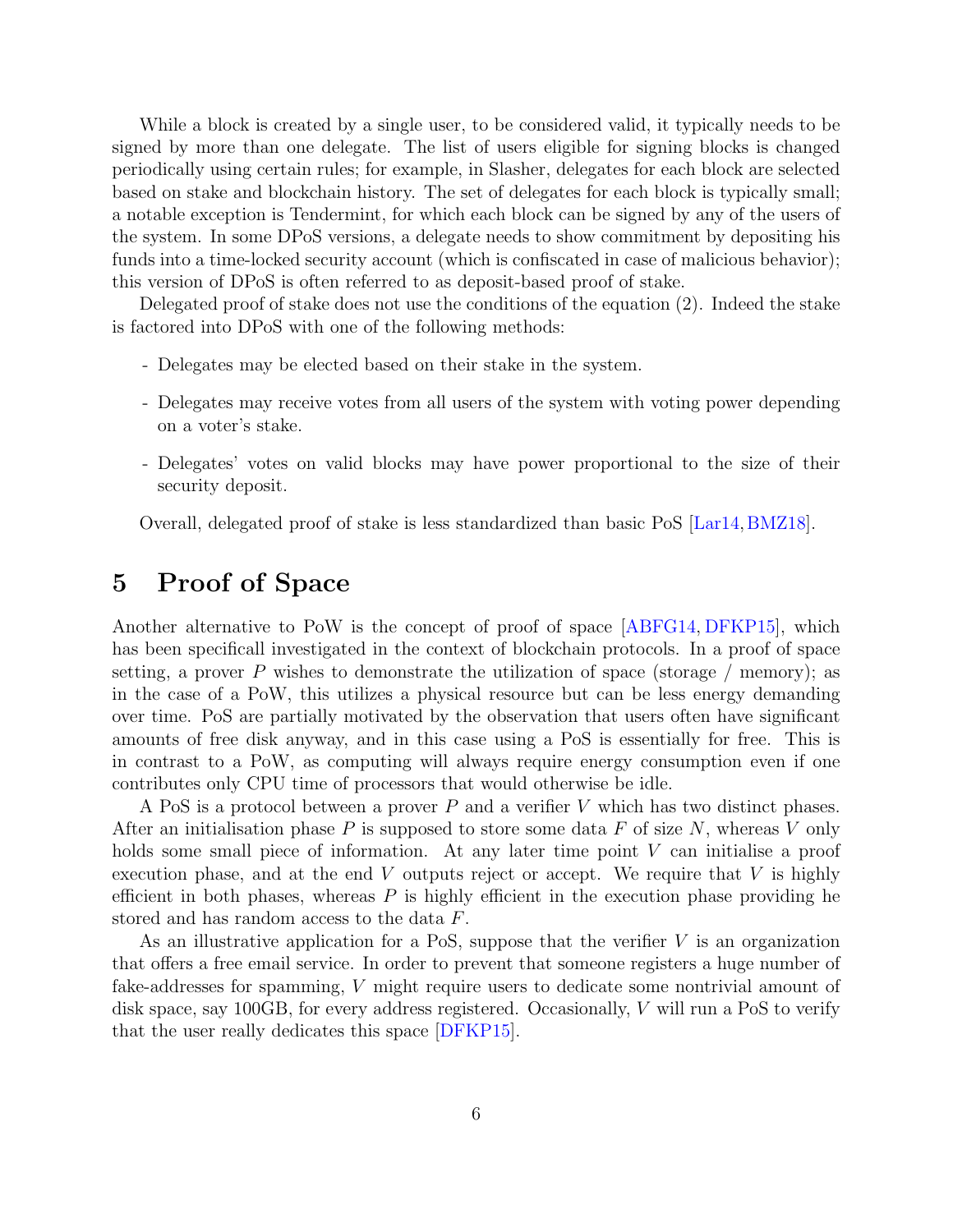While a block is created by a single user, to be considered valid, it typically needs to be signed by more than one delegate. The list of users eligible for signing blocks is changed periodically using certain rules; for example, in Slasher, delegates for each block are selected based on stake and blockchain history. The set of delegates for each block is typically small; a notable exception is Tendermint, for which each block can be signed by any of the users of the system. In some DPoS versions, a delegate needs to show commitment by depositing his funds into a time-locked security account (which is confiscated in case of malicious behavior); this version of DPoS is often referred to as deposit-based proof of stake.

Delegated proof of stake does not use the conditions of the equation (2). Indeed the stake is factored into DPoS with one of the following methods:

- Delegates may be elected based on their stake in the system.
- Delegates may receive votes from all users of the system with voting power depending on a voter's stake.
- Delegates' votes on valid blocks may have power proportional to the size of their security deposit.

Overall, delegated proof of stake is less standardized than basic PoS [Lar14, BMZ18].

# 5 Proof of Space

Another alternative to PoW is the concept of proof of space [ABFG14, DFKP15], which has been specificall investigated in the context of blockchain protocols. In a proof of space setting, a prover $P$ wishes to demonstrate the utilization of space (storage / memory); as in the case of a PoW, this utilizes a physical resource but can be less energy demanding over time. PoS are partially motivated by the observation that users often have significant amounts of free disk anyway, and in this case using a PoS is essentially for free. This is in contrast to a PoW, as computing will always require energy consumption even if one contributes only CPU time of processors that would otherwise be idle.

A PoS is a protocol between a prover $P$ and a verifier $V$ which has two distinct phases. After an initialisation phase $P$ is supposed to store some data $F$ of size $N$, whereas $V$ only holds some small piece of information. At any later time point $V$ can initialise a proof execution phase, and at the end $V$ outputs reject or accept. We require that $V$ is highly efficient in both phases, whereas $P$ is highly efficient in the execution phase providing he stored and has random access to the data $F$.

As an illustrative application for a PoS, suppose that the verifier $V$ is an organization that offers a free email service. In order to prevent that someone registers a huge number of fake-addresses for spamming, $V$ might require users to dedicate some nontrivial amount of disk space, say 100GB, for every address registered. Occasionally, $V$ will run a PoS to verify that the user really dedicates this space [DFKP15].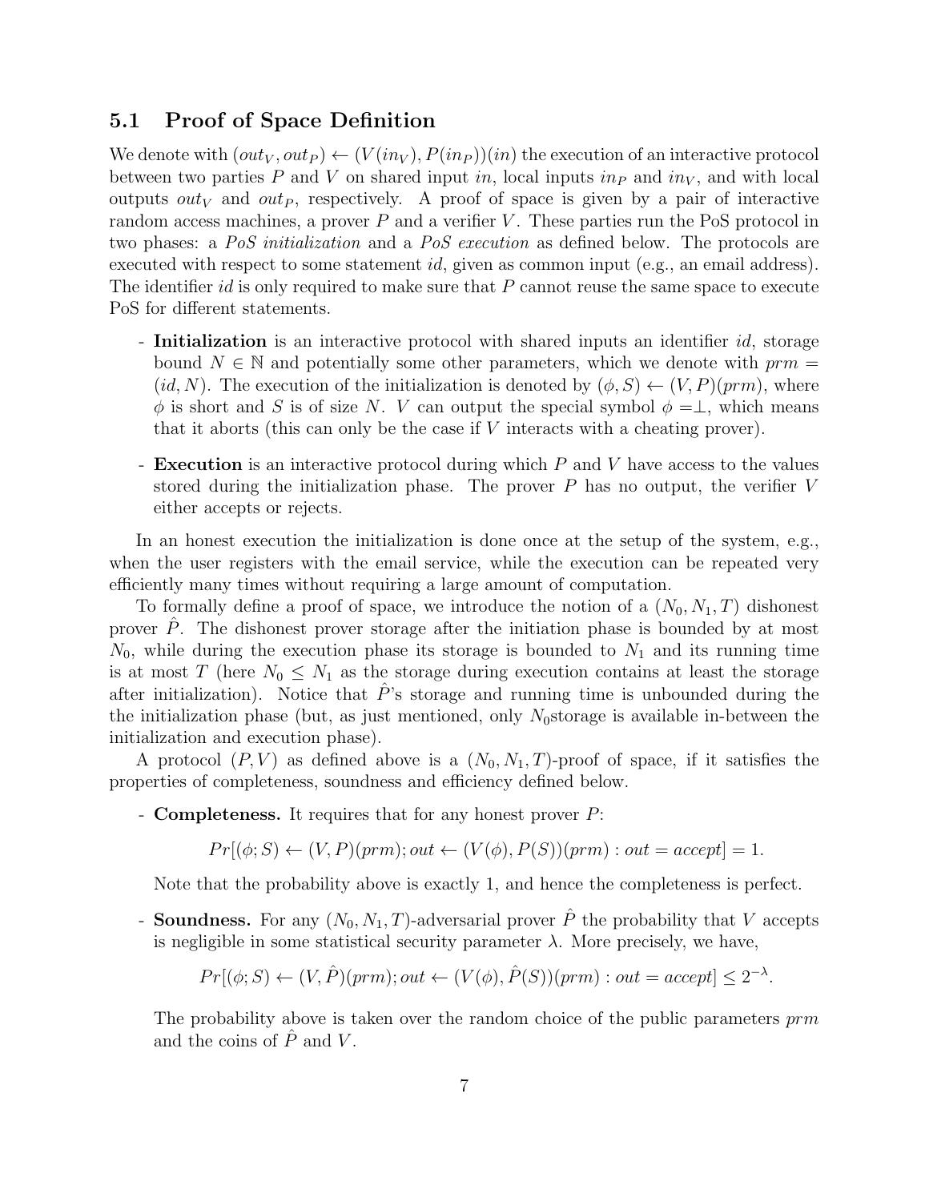## 5.1 Proof of Space Definition

We denote with $(out_V, out_P) \leftarrow (V(in_V), P(in_P))(in)$ the execution of an interactive protocol between two parties $P$ and $V$ on shared input $in$, local inputs $in_P$ and $in_V$, and with local outputs $out_V$ and $out_P$, respectively. A proof of space is given by a pair of interactive random access machines, a prover $P$ and a verifier $V$. These parties run the PoS protocol in two phases: a *PoS initialization* and a *PoS execution* as defined below. The protocols are executed with respect to some statement $id$, given as common input (e.g., an email address). The identifier $id$ is only required to make sure that $P$ cannot reuse the same space to execute PoS for different statements.

- **Initialization** is an interactive protocol with shared inputs an identifier $id$, storage bound $N \in \mathbb{N}$ and potentially some other parameters, which we denote with $prm = (id, N)$. The execution of the initialization is denoted by $(\phi, S) \leftarrow (V, P)(prm)$, where $\phi$ is short and $S$ is of size $N$. $V$ can output the special symbol $\phi = \perp$, which means that it aborts (this can only be the case if $V$ interacts with a cheating prover).

- **Execution** is an interactive protocol during which $P$ and $V$ have access to the values stored during the initialization phase. The prover $P$ has no output, the verifier $V$ either accepts or rejects.

In an honest execution the initialization is done once at the setup of the system, e.g., when the user registers with the email service, while the execution can be repeated very efficiently many times without requiring a large amount of computation.

To formally define a proof of space, we introduce the notion of a $(N_0, N_1, T)$ dishonest prover $\hat{P}$. The dishonest prover storage after the initiation phase is bounded by at most $N_0$, while during the execution phase its storage is bounded to $N_1$ and its running time is at most $T$ (here $N_0 \leq N_1$ as the storage during execution contains at least the storage after initialization). Notice that $\hat{P}$'s storage and running time is unbounded during the the initialization phase (but, as just mentioned, only $N_0$storage is available in-between the initialization and execution phase).

A protocol $(P, V)$ as defined above is a $(N_0, N_1, T)$-proof of space, if it satisfies the properties of completeness, soundness and efficiency defined below.

- **Completeness.** It requires that for any honest prover $P$:

$$Pr[(\phi; S) \leftarrow (V, P)(prm); out \leftarrow (V(\phi), P(S))(prm) : out = accept] = 1.$$

  Note that the probability above is exactly 1, and hence the completeness is perfect.

- **Soundness.** For any $(N_0, N_1, T)$-adversarial prover $\hat{P}$ the probability that $V$ accepts is negligible in some statistical security parameter $\lambda$. More precisely, we have,

$$Pr[(\phi; S) \leftarrow (V, \hat{P})(prm); out \leftarrow (V(\phi), \hat{P}(S))(prm) : out = accept] \leq 2^{-\lambda}.$$

  The probability above is taken over the random choice of the public parameters $prm$ and the coins of $\hat{P}$ and $V$.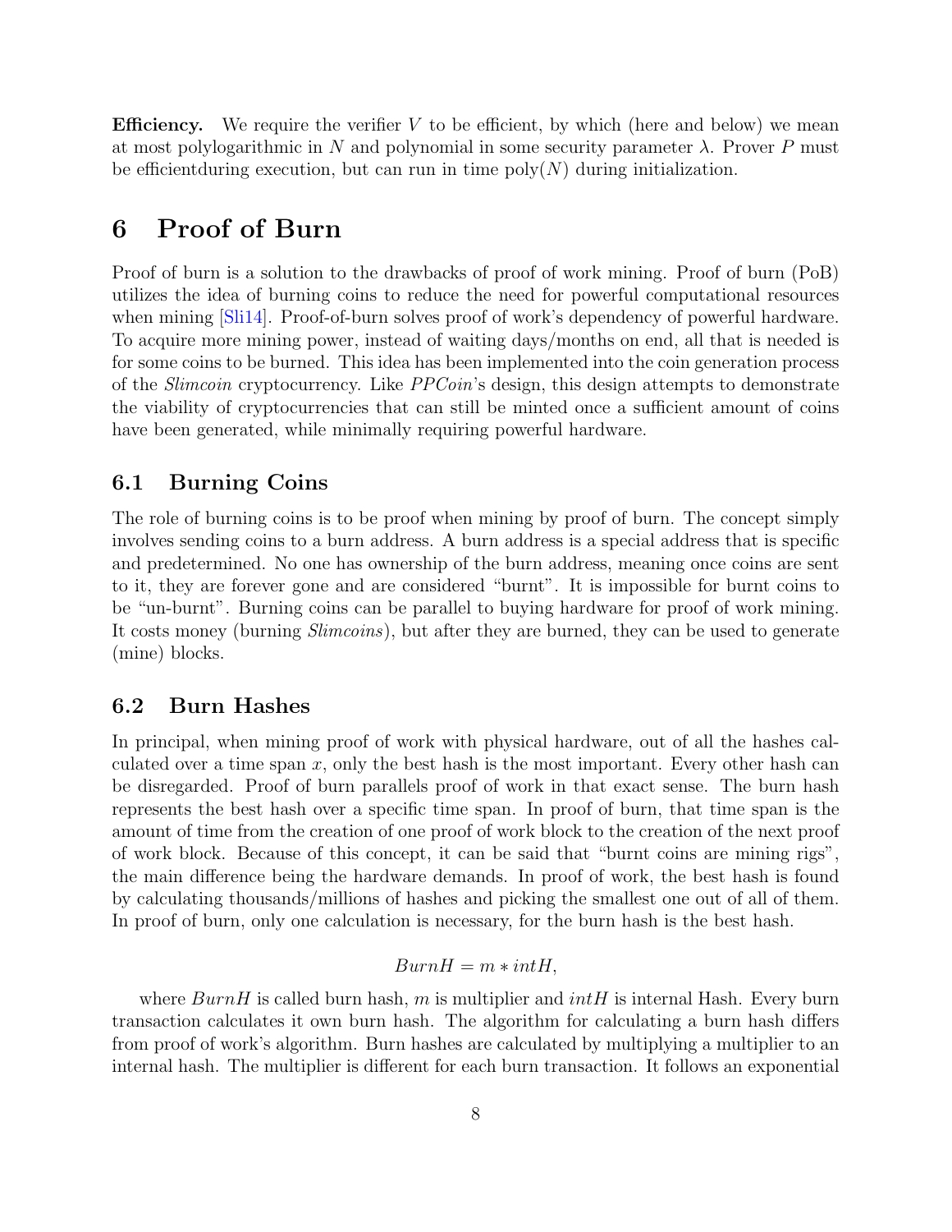**Efficiency.** We require the verifier $V$ to be efficient, by which (here and below) we mean at most polylogarithmic in $N$ and polynomial in some security parameter $\lambda$. Prover $P$ must be efficientduring execution, but can run in time poly($N$) during initialization.

# 6 Proof of Burn

Proof of burn is a solution to the drawbacks of proof of work mining. Proof of burn (PoB) utilizes the idea of burning coins to reduce the need for powerful computational resources when mining [Sli14]. Proof-of-burn solves proof of work's dependency of powerful hardware. To acquire more mining power, instead of waiting days/months on end, all that is needed is for some coins to be burned. This idea has been implemented into the coin generation process of the *Slimcoin* cryptocurrency. Like *PPCoin*'s design, this design attempts to demonstrate the viability of cryptocurrencies that can still be minted once a sufficient amount of coins have been generated, while minimally requiring powerful hardware.

## 6.1 Burning Coins

The role of burning coins is to be proof when mining by proof of burn. The concept simply involves sending coins to a burn address. A burn address is a special address that is specific and predetermined. No one has ownership of the burn address, meaning once coins are sent to it, they are forever gone and are considered "burnt". It is impossible for burnt coins to be "un-burnt". Burning coins can be parallel to buying hardware for proof of work mining. It costs money (burning *Slimcoins*), but after they are burned, they can be used to generate (mine) blocks.

## 6.2 Burn Hashes

In principal, when mining proof of work with physical hardware, out of all the hashes calculated over a time span $x$, only the best hash is the most important. Every other hash can be disregarded. Proof of burn parallels proof of work in that exact sense. The burn hash represents the best hash over a specific time span. In proof of burn, that time span is the amount of time from the creation of one proof of work block to the creation of the next proof of work block. Because of this concept, it can be said that "burnt coins are mining rigs", the main difference being the hardware demands. In proof of work, the best hash is found by calculating thousands/millions of hashes and picking the smallest one out of all of them. In proof of burn, only one calculation is necessary, for the burn hash is the best hash.

$$BurnH = m * intH,$$

where $BurnH$ is called burn hash, $m$ is multiplier and $intH$ is internal Hash. Every burn transaction calculates it own burn hash. The algorithm for calculating a burn hash differs from proof of work's algorithm. Burn hashes are calculated by multiplying a multiplier to an internal hash. The multiplier is different for each burn transaction. It follows an exponential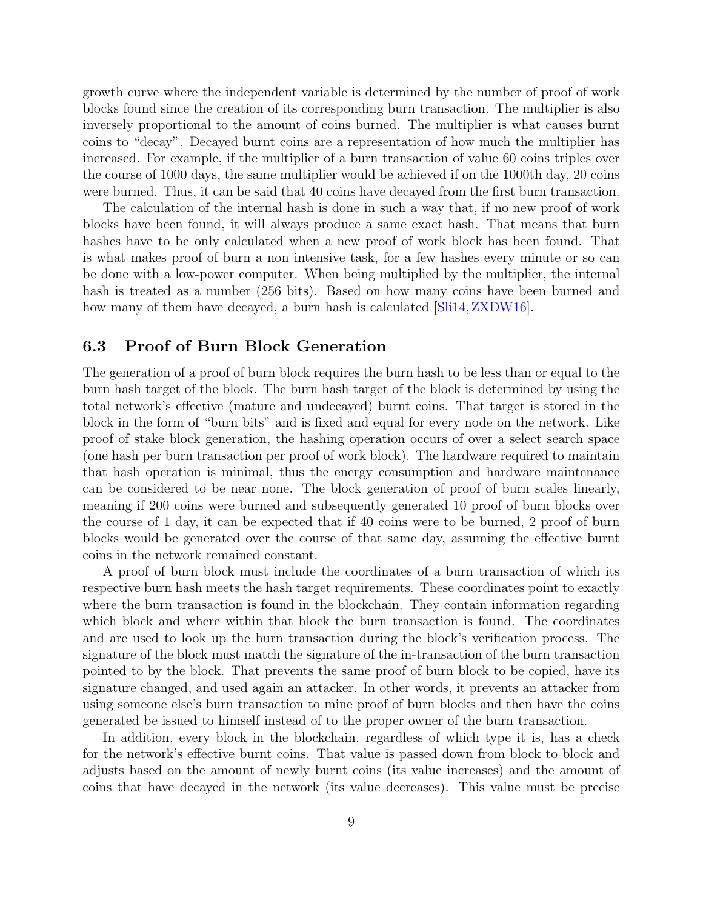growth curve where the independent variable is determined by the number of proof of work blocks found since the creation of its corresponding burn transaction. The multiplier is also inversely proportional to the amount of coins burned. The multiplier is what causes burnt coins to "decay". Decayed burnt coins are a representation of how much the multiplier has increased. For example, if the multiplier of a burn transaction of value 60 coins triples over the course of 1000 days, the same multiplier would be achieved if on the 1000th day, 20 coins were burned. Thus, it can be said that 40 coins have decayed from the first burn transaction.

The calculation of the internal hash is done in such a way that, if no new proof of work blocks have been found, it will always produce a same exact hash. That means that burn hashes have to be only calculated when a new proof of work block has been found. That is what makes proof of burn a non intensive task, for a few hashes every minute or so can be done with a low-power computer. When being multiplied by the multiplier, the internal hash is treated as a number (256 bits). Based on how many coins have been burned and how many of them have decayed, a burn hash is calculated [Sli14, ZXDW16].

### 6.3 Proof of Burn Block Generation

The generation of a proof of burn block requires the burn hash to be less than or equal to the burn hash target of the block. The burn hash target of the block is determined by using the total network's effective (mature and undecayed) burnt coins. That target is stored in the block in the form of "burn bits" and is fixed and equal for every node on the network. Like proof of stake block generation, the hashing operation occurs of over a select search space (one hash per burn transaction per proof of work block). The hardware required to maintain that hash operation is minimal, thus the energy consumption and hardware maintenance can be considered to be near none. The block generation of proof of burn scales linearly, meaning if 200 coins were burned and subsequently generated 10 proof of burn blocks over the course of 1 day, it can be expected that if 40 coins were to be burned, 2 proof of burn blocks would be generated over the course of that same day, assuming the effective burnt coins in the network remained constant.

A proof of burn block must include the coordinates of a burn transaction of which its respective burn hash meets the hash target requirements. These coordinates point to exactly where the burn transaction is found in the blockchain. They contain information regarding which block and where within that block the burn transaction is found. The coordinates and are used to look up the burn transaction during the block's verification process. The signature of the block must match the signature of the in-transaction of the burn transaction pointed to by the block. That prevents the same proof of burn block to be copied, have its signature changed, and used again an attacker. In other words, it prevents an attacker from using someone else's burn transaction to mine proof of burn blocks and then have the coins generated be issued to himself instead of to the proper owner of the burn transaction.

In addition, every block in the blockchain, regardless of which type it is, has a check for the network's effective burnt coins. That value is passed down from block to block and adjusts based on the amount of newly burnt coins (its value increases) and the amount of coins that have decayed in the network (its value decreases). This value must be precise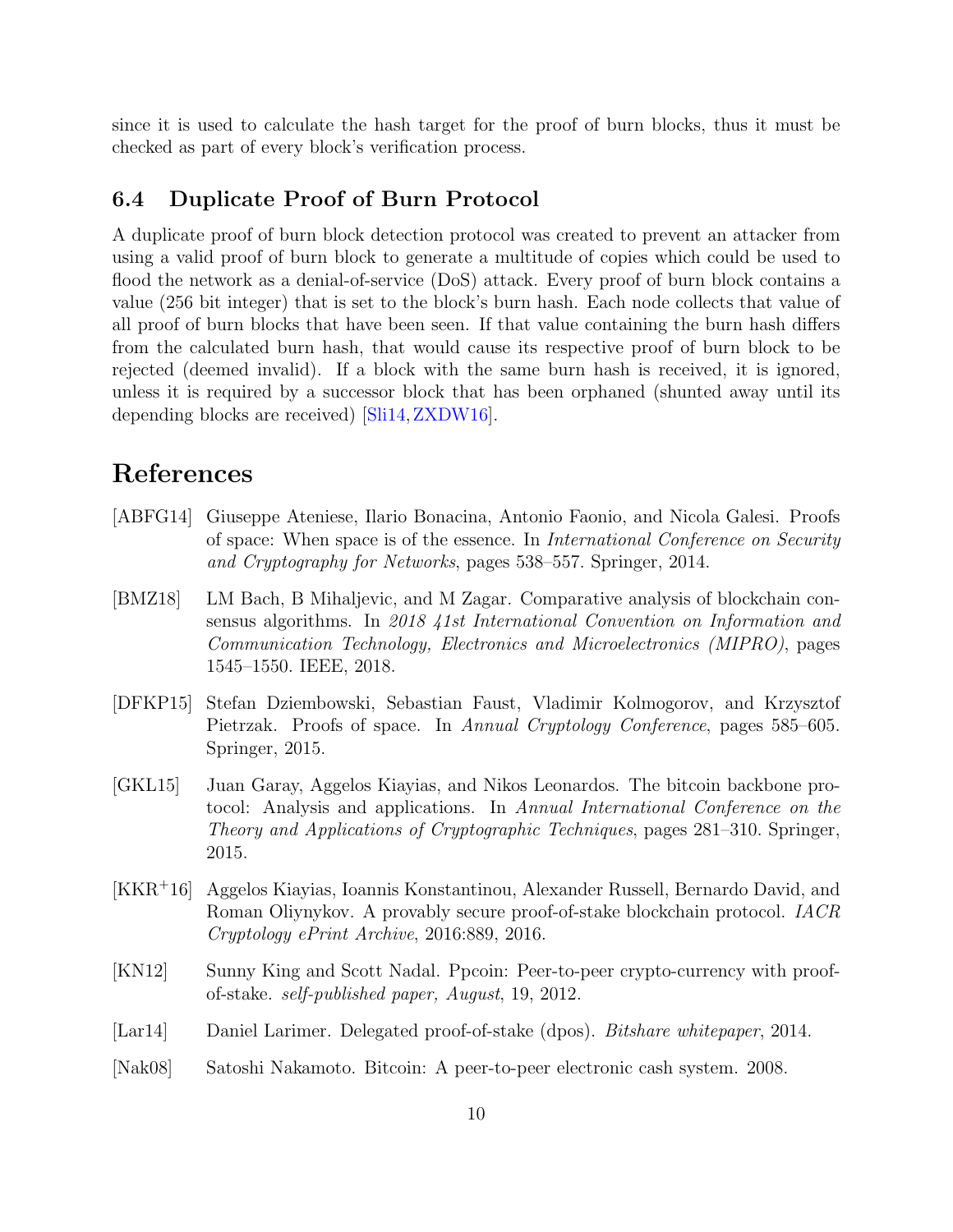since it is used to calculate the hash target for the proof of burn blocks, thus it must be checked as part of every block's verification process.

### 6.4 Duplicate Proof of Burn Protocol

A duplicate proof of burn block detection protocol was created to prevent an attacker from using a valid proof of burn block to generate a multitude of copies which could be used to flood the network as a denial-of-service (DoS) attack. Every proof of burn block contains a value (256 bit integer) that is set to the block's burn hash. Each node collects that value of all proof of burn blocks that have been seen. If that value containing the burn hash differs from the calculated burn hash, that would cause its respective proof of burn block to be rejected (deemed invalid). If a block with the same burn hash is received, it is ignored, unless it is required by a successor block that has been orphaned (shunted away until its depending blocks are received) [Sli14, ZXDW16].

## References

[ABFG14] Giuseppe Ateniese, Ilario Bonacina, Antonio Faonio, and Nicola Galesi. Proofs of space: When space is of the essence. In *International Conference on Security and Cryptography for Networks*, pages 538–557. Springer, 2014.

[BMZ18] LM Bach, B Mihaljevic, and M Zagar. Comparative analysis of blockchain consensus algorithms. In *2018 41st International Convention on Information and Communication Technology, Electronics and Microelectronics (MIPRO)*, pages 1545–1550. IEEE, 2018.

[DFKP15] Stefan Dziembowski, Sebastian Faust, Vladimir Kolmogorov, and Krzysztof Pietrzak. Proofs of space. In *Annual Cryptology Conference*, pages 585–605. Springer, 2015.

[GKL15] Juan Garay, Aggelos Kiayias, and Nikos Leonardos. The bitcoin backbone protocol: Analysis and applications. In *Annual International Conference on the Theory and Applications of Cryptographic Techniques*, pages 281–310. Springer, 2015.

[KKR+16] Aggelos Kiayias, Ioannis Konstantinou, Alexander Russell, Bernardo David, and Roman Oliynykov. A provably secure proof-of-stake blockchain protocol. *IACR Cryptology ePrint Archive*, 2016:889, 2016.

[KN12] Sunny King and Scott Nadal. Ppcoin: Peer-to-peer crypto-currency with proof-of-stake. *self-published paper, August*, 19, 2012.

[Lar14] Daniel Larimer. Delegated proof-of-stake (dpos). *Bitshare whitepaper*, 2014.

[Nak08] Satoshi Nakamoto. Bitcoin: A peer-to-peer electronic cash system. 2008.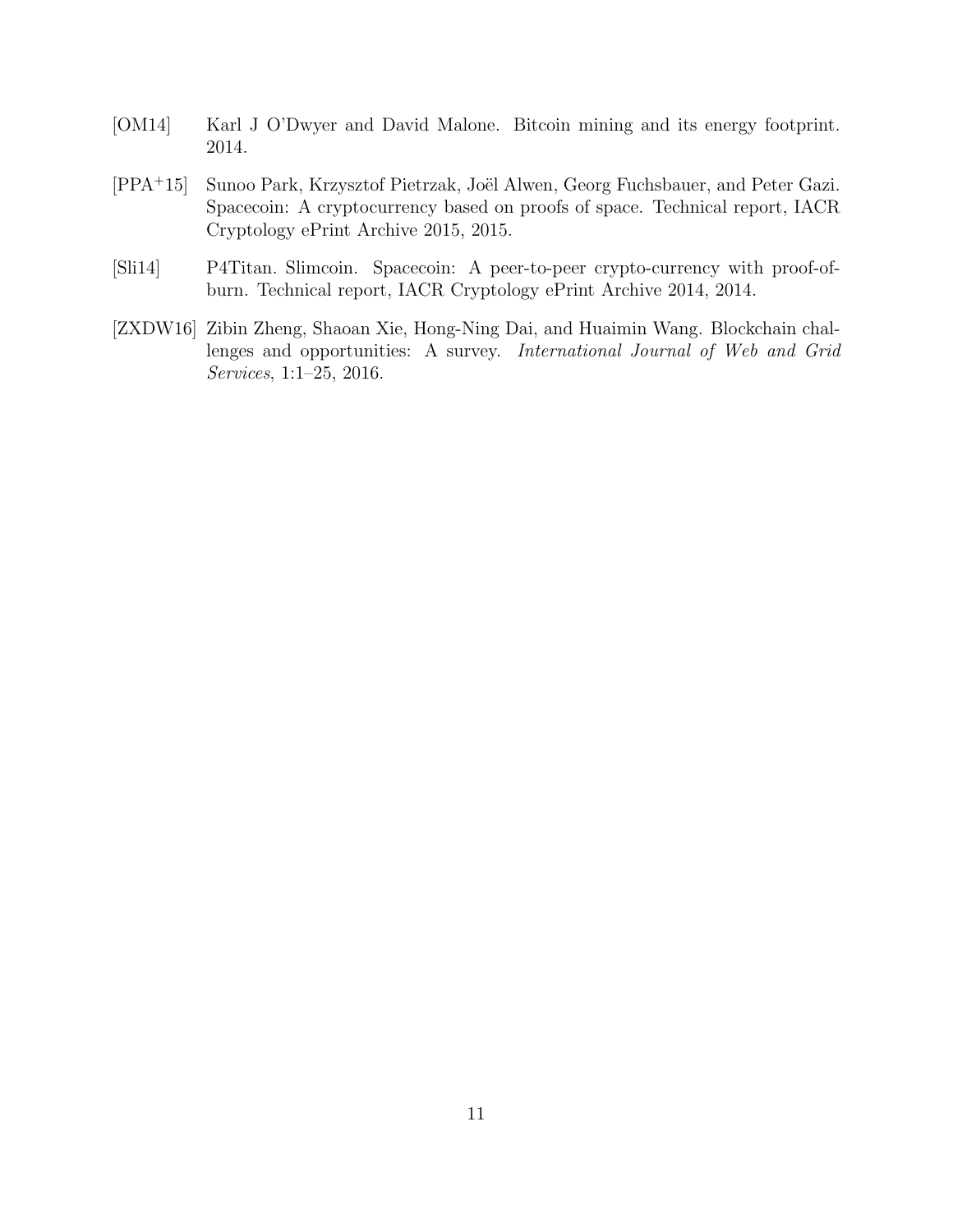[OM14] Karl J O'Dwyer and David Malone. Bitcoin mining and its energy footprint. 2014.

[PPA+15] Sunoo Park, Krzysztof Pietrzak, Joël Alwen, Georg Fuchsbauer, and Peter Gazi. Spacecoin: A cryptocurrency based on proofs of space. Technical report, IACR Cryptology ePrint Archive 2015, 2015.

[Sli14] P4Titan. Slimcoin. Spacecoin: A peer-to-peer crypto-currency with proof-of-burn. Technical report, IACR Cryptology ePrint Archive 2014, 2014.

[ZXDW16] Zibin Zheng, Shaoan Xie, Hong-Ning Dai, and Huaimin Wang. Blockchain challenges and opportunities: A survey. *International Journal of Web and Grid Services*, 1:1–25, 2016.